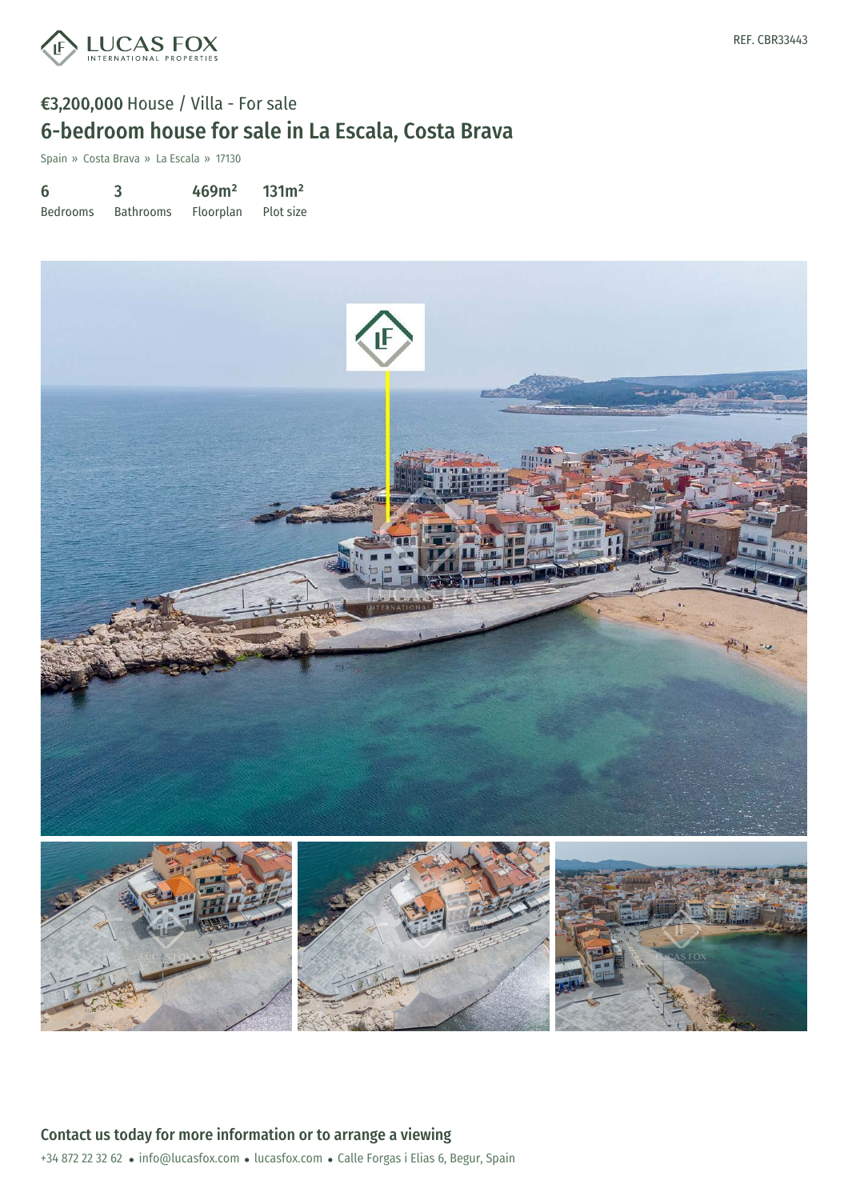REF. CBR33443

**€3,200,000** House / Villa - For sale

# 6-bedroom house for sale in La Escala, Costa Brava

Spain » Costa Brava » La Escala » 17130

| 6 | 3 | 469m² | 131m² |
|---|---|---|---|
| Bedrooms | Bathrooms | Floorplan | Plot size |

## Contact us today for more information or to arrange a viewing

+34 872 22 32 62 • info@lucasfox.com • lucasfox.com • Calle Forgas i Elias 6, Begur, Spain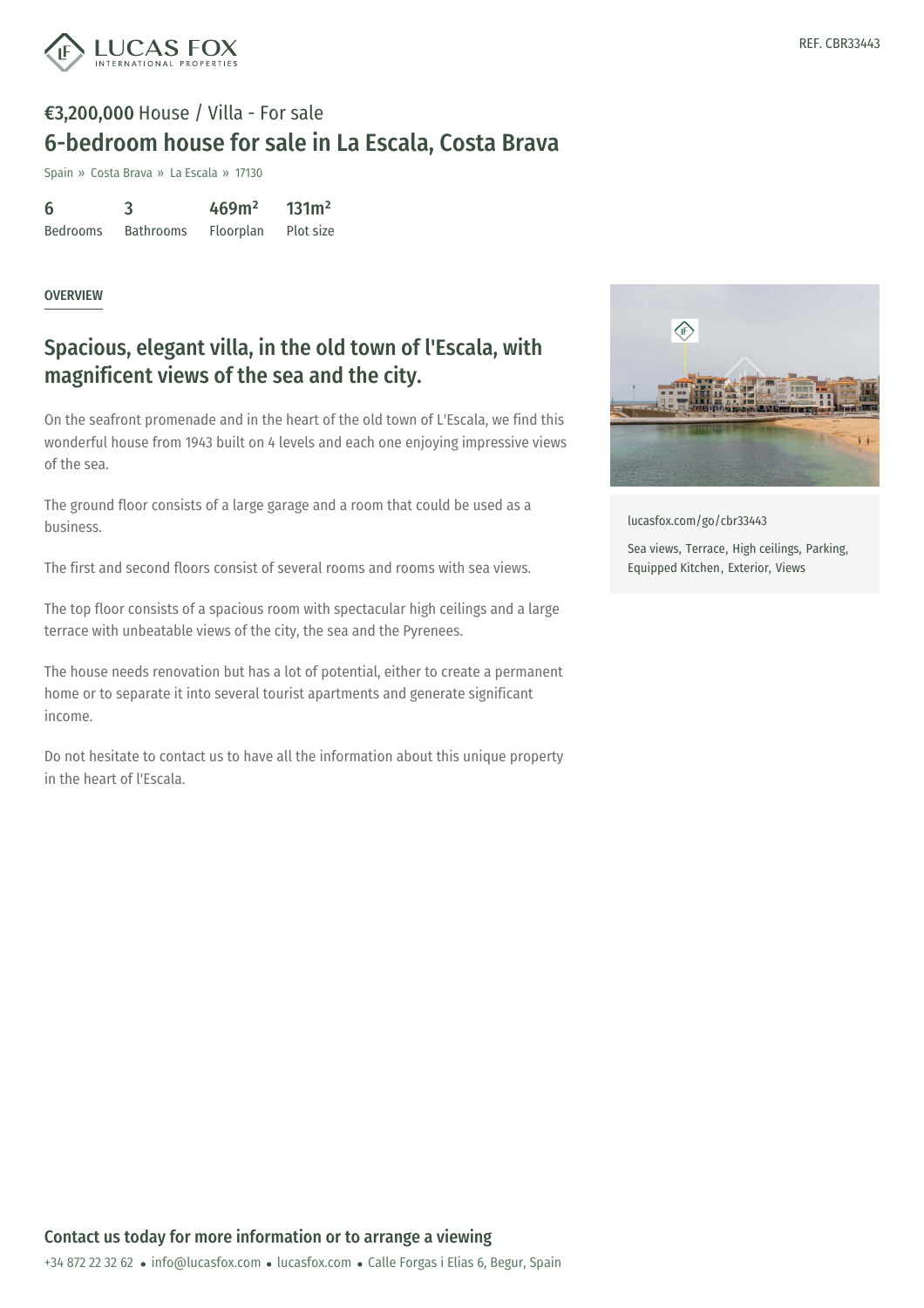REF. CBR33443

**€3,200,000** House / Villa - For sale

# 6-bedroom house for sale in La Escala, Costa Brava

Spain » Costa Brava » La Escala » 17130

| 6 | 3 | 469m² | 131m² |
|---|---|---|---|
| Bedrooms | Bathrooms | Floorplan | Plot size |

OVERVIEW

## Spacious, elegant villa, in the old town of l'Escala, with magnificent views of the sea and the city.

On the seafront promenade and in the heart of the old town of L'Escala, we find this wonderful house from 1943 built on 4 levels and each one enjoying impressive views of the sea.

The ground floor consists of a large garage and a room that could be used as a business.

The first and second floors consist of several rooms and rooms with sea views.

The top floor consists of a spacious room with spectacular high ceilings and a large terrace with unbeatable views of the city, the sea and the Pyrenees.

The house needs renovation but has a lot of potential, either to create a permanent home or to separate it into several tourist apartments and generate significant income.

Do not hesitate to contact us to have all the information about this unique property in the heart of l'Escala.

lucasfox.com/go/cbr33443

Sea views, Terrace, High ceilings, Parking, Equipped Kitchen, Exterior, Views

## Contact us today for more information or to arrange a viewing

+34 872 22 32 62 • info@lucasfox.com • lucasfox.com • Calle Forgas i Elias 6, Begur, Spain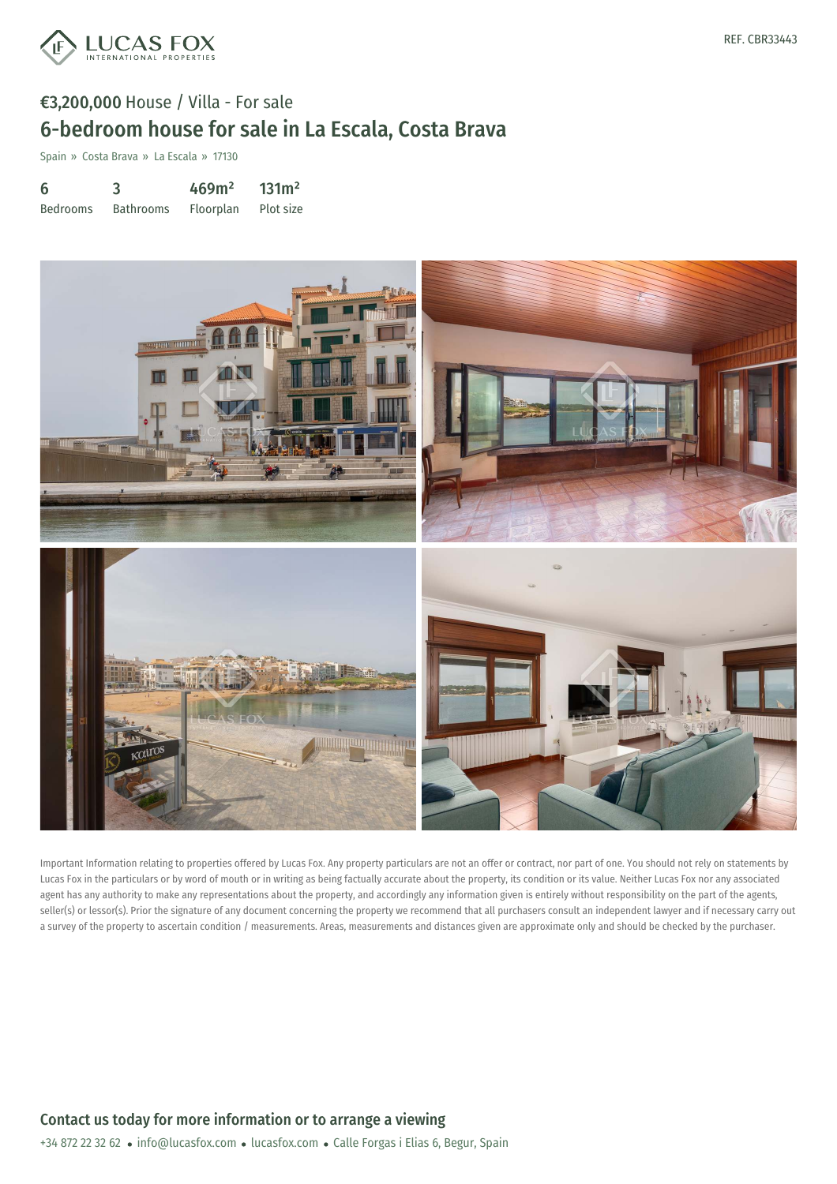REF. CBR33443

€3,200,000 House / Villa - For sale

# 6-bedroom house for sale in La Escala, Costa Brava

Spain » Costa Brava » La Escala » 17130

| 6 | 3 | 469m² | 131m² |
|---|---|---|---|
| Bedrooms | Bathrooms | Floorplan | Plot size |

Important Information relating to properties offered by Lucas Fox. Any property particulars are not an offer or contract, nor part of one. You should not rely on statements by Lucas Fox in the particulars or by word of mouth or in writing as being factually accurate about the property, its condition or its value. Neither Lucas Fox nor any associated agent has any authority to make any representations about the property, and accordingly any information given is entirely without responsibility on the part of the agents, seller(s) or lessor(s). Prior the signature of any document concerning the property we recommend that all purchasers consult an independent lawyer and if necessary carry out a survey of the property to ascertain condition / measurements. Areas, measurements and distances given are approximate only and should be checked by the purchaser.

## Contact us today for more information or to arrange a viewing

+34 872 22 32 62 • info@lucasfox.com • lucasfox.com • Calle Forgas i Elias 6, Begur, Spain